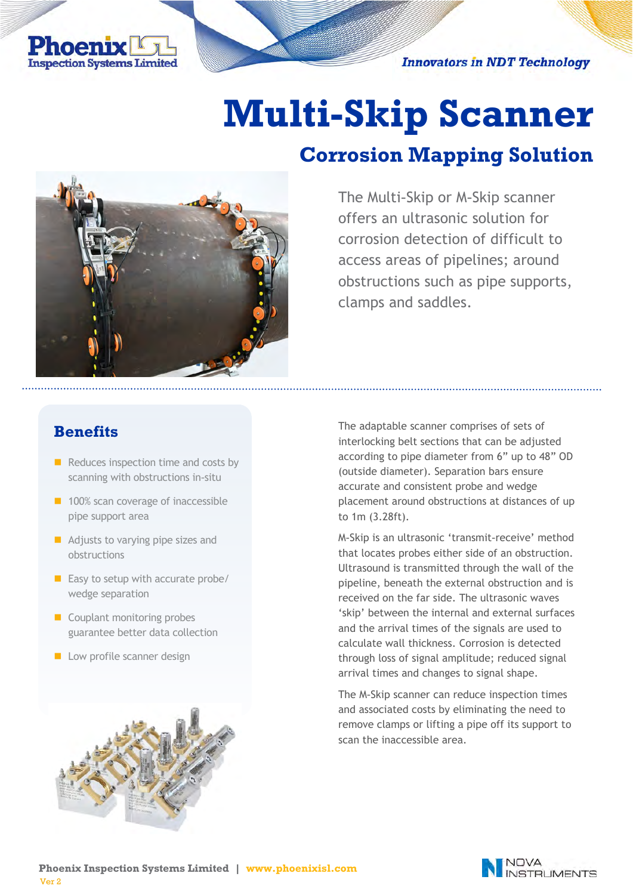# Multi-Skip Scanner

## Corrosion Mapping Solution

The Multi-Skip or M-Skip scanner offers an ultrasonic solution for corrosion detection of difficult to access areas of pipelines; around obstructions such as pipe supports, clamps and saddles.

### Benefits

- Reduces inspection time and costs by scanning with obstructions in-situ
- 100% scan coverage of inaccessible pipe support area
- Adjusts to varying pipe sizes and obstructions
- Easy to setup with accurate probe/ wedge separation
- Couplant monitoring probes guarantee better data collection
- Low profile scanner design

The adaptable scanner comprises of sets of interlocking belt sections that can be adjusted according to pipe diameter from 6" up to 48" OD (outside diameter). Separation bars ensure accurate and consistent probe and wedge placement around obstructions at distances of up to 1m (3.28ft).

M-Skip is an ultrasonic 'transmit-receive' method that locates probes either side of an obstruction. Ultrasound is transmitted through the wall of the pipeline, beneath the external obstruction and is received on the far side. The ultrasonic waves 'skip' between the internal and external surfaces and the arrival times of the signals are used to calculate wall thickness. Corrosion is detected through loss of signal amplitude; reduced signal arrival times and changes to signal shape.

The M-Skip scanner can reduce inspection times and associated costs by eliminating the need to remove clamps or lifting a pipe off its support to scan the inaccessible area.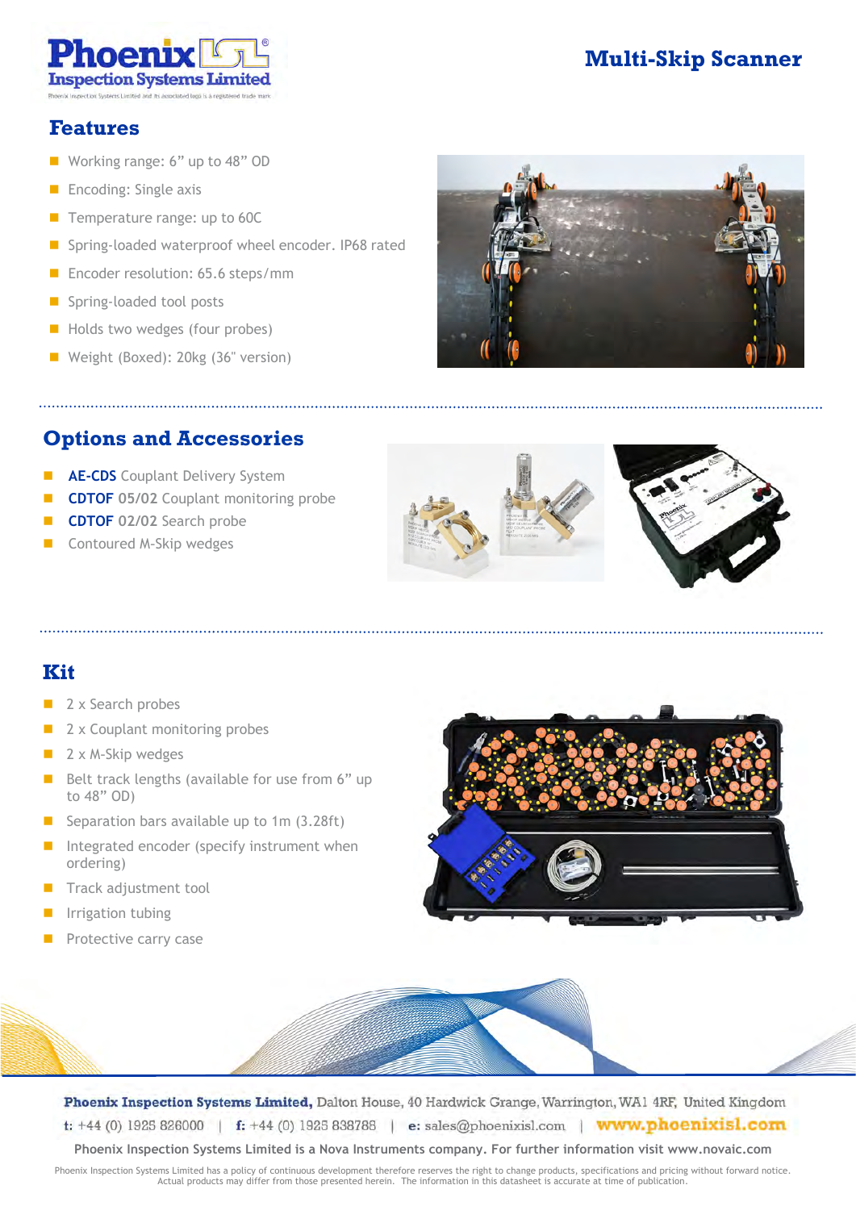Phoenix Inspection Systems Limited

Phoenix Inspection Systems Limited and its associated logo is a registered trade mark

# Multi-Skip Scanner

## Features

- Working range: 6" up to 48" OD
- Encoding: Single axis
- Temperature range: up to 60C
- Spring-loaded waterproof wheel encoder. IP68 rated
- Encoder resolution: 65.6 steps/mm
- Spring-loaded tool posts
- Holds two wedges (four probes)
- Weight (Boxed): 20kg (36" version)

## Options and Accessories

- **AE-CDS** Couplant Delivery System
- **CDTOF 05/02** Couplant monitoring probe
- **CDTOF 02/02** Search probe
- Contoured M-Skip wedges

## Kit

- 2 x Search probes
- 2 x Couplant monitoring probes
- 2 x M-Skip wedges
- Belt track lengths (available for use from 6" up to 48" OD)
- Separation bars available up to 1m (3.28ft)
- Integrated encoder (specify instrument when ordering)
- Track adjustment tool
- Irrigation tubing
- Protective carry case

**Phoenix Inspection Systems Limited,** Dalton House, 40 Hardwick Grange, Warrington, WA1 4RF, United Kingdom

**t:** +44 (0) 1925 826000 | **f:** +44 (0) 1925 838788 | **e:** sales@phoenixisl.com | **www.phoenixisl.com**

**Phoenix Inspection Systems Limited is a Nova Instruments company. For further information visit www.novaic.com**

Phoenix Inspection Systems Limited has a policy of continuous development therefore reserves the right to change products, specifications and pricing without forward notice. Actual products may differ from those presented herein. The information in this datasheet is accurate at time of publication.